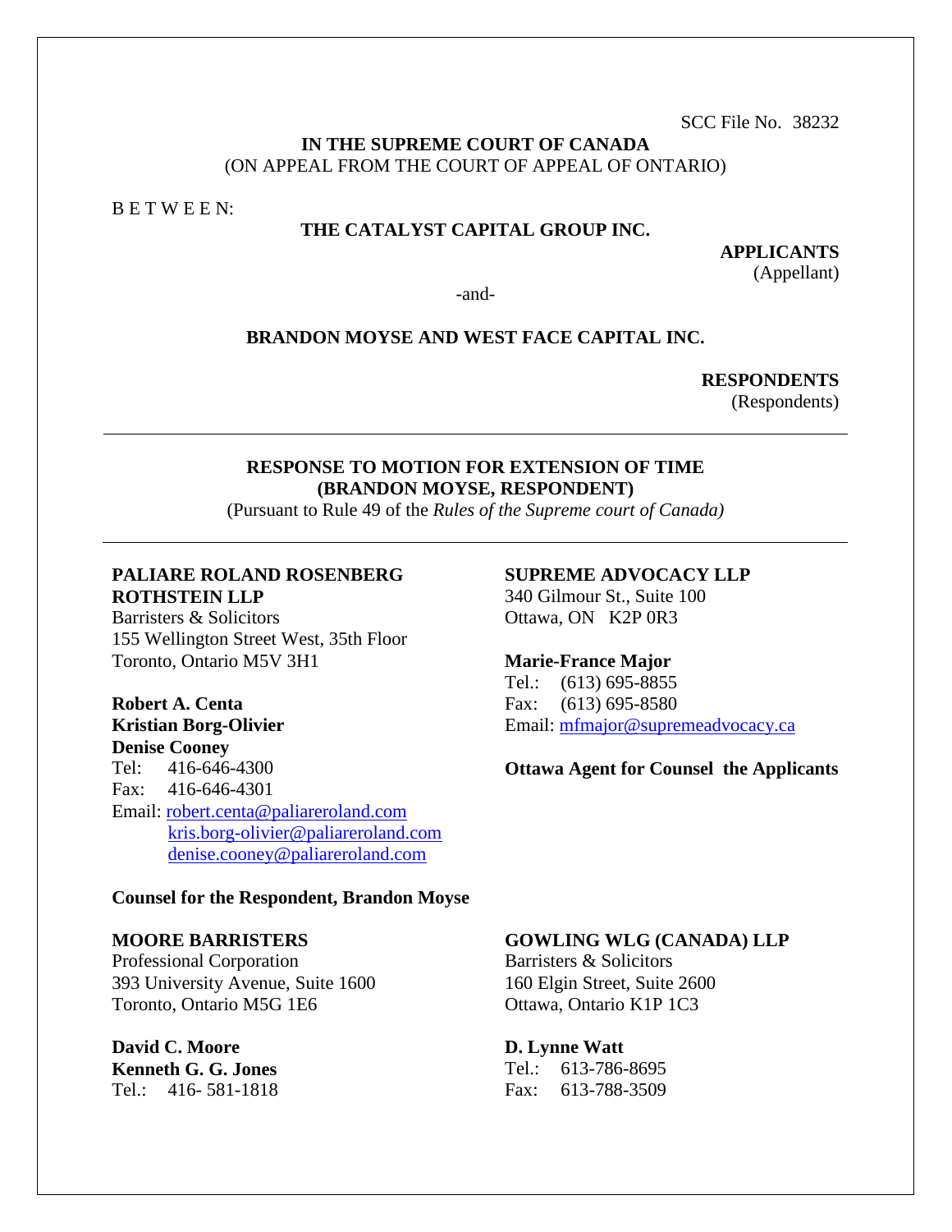SCC File No. 38232

**IN THE SUPREME COURT OF CANADA**
(ON APPEAL FROM THE COURT OF APPEAL OF ONTARIO)

B E T W E E N:

**THE CATALYST CAPITAL GROUP INC.**

**APPLICANTS**
(Appellant)

-and-

**BRANDON MOYSE AND WEST FACE CAPITAL INC.**

**RESPONDENTS**
(Respondents)

---

**RESPONSE TO MOTION FOR EXTENSION OF TIME**
**(BRANDON MOYSE, RESPONDENT)**
(Pursuant to Rule 49 of the *Rules of the Supreme court of Canada)*

---

**PALIARE ROLAND ROSENBERG ROTHSTEIN LLP**
Barristers & Solicitors
155 Wellington Street West, 35th Floor
Toronto, Ontario M5V 3H1

**Robert A. Centa**
**Kristian Borg-Olivier**
**Denise Cooney**
Tel: 416-646-4300
Fax: 416-646-4301
Email: robert.centa@paliareroland.com
kris.borg-olivier@paliareroland.com
denise.cooney@paliareroland.com

**Counsel for the Respondent, Brandon Moyse**

**SUPREME ADVOCACY LLP**
340 Gilmour St., Suite 100
Ottawa, ON K2P 0R3

**Marie-France Major**
Tel.: (613) 695-8855
Fax: (613) 695-8580
Email: mfmajor@supremeadvocacy.ca

**Ottawa Agent for Counsel the Applicants**

**MOORE BARRISTERS**
Professional Corporation
393 University Avenue, Suite 1600
Toronto, Ontario M5G 1E6

**David C. Moore**
**Kenneth G. G. Jones**
Tel.: 416- 581-1818

**GOWLING WLG (CANADA) LLP**
Barristers & Solicitors
160 Elgin Street, Suite 2600
Ottawa, Ontario K1P 1C3

**D. Lynne Watt**
Tel.: 613-786-8695
Fax: 613-788-3509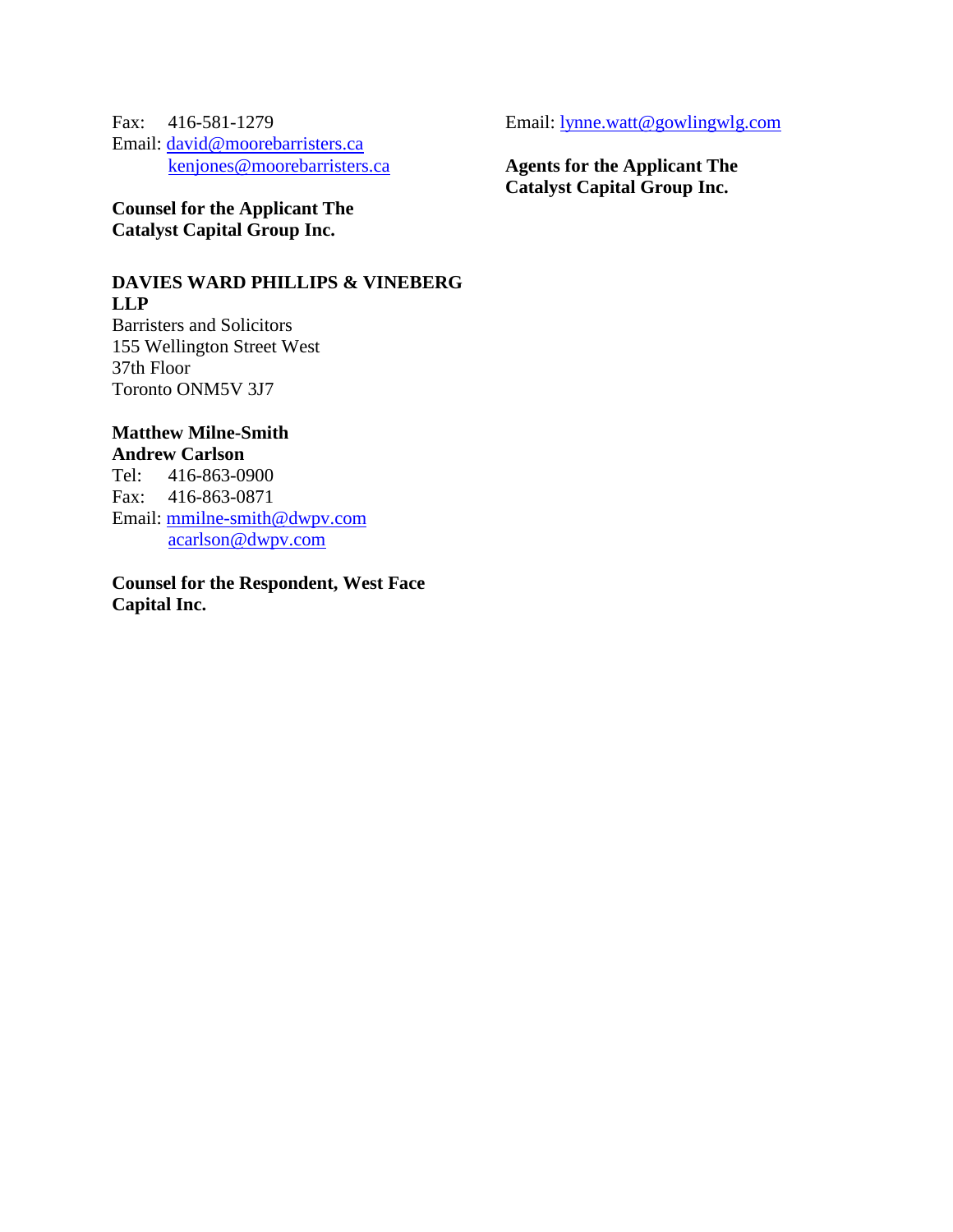Fax: 416-581-1279
Email: david@moorebarristers.ca
kenjones@moorebarristers.ca

**Counsel for the Applicant The Catalyst Capital Group Inc.**

Email: lynne.watt@gowlingwlg.com

**Agents for the Applicant The Catalyst Capital Group Inc.**

**DAVIES WARD PHILLIPS & VINEBERG LLP**
Barristers and Solicitors
155 Wellington Street West
37th Floor
Toronto ONM5V 3J7

**Matthew Milne-Smith**
**Andrew Carlson**
Tel: 416-863-0900
Fax: 416-863-0871
Email: mmilne-smith@dwpv.com
acarlson@dwpv.com

**Counsel for the Respondent, West Face Capital Inc.**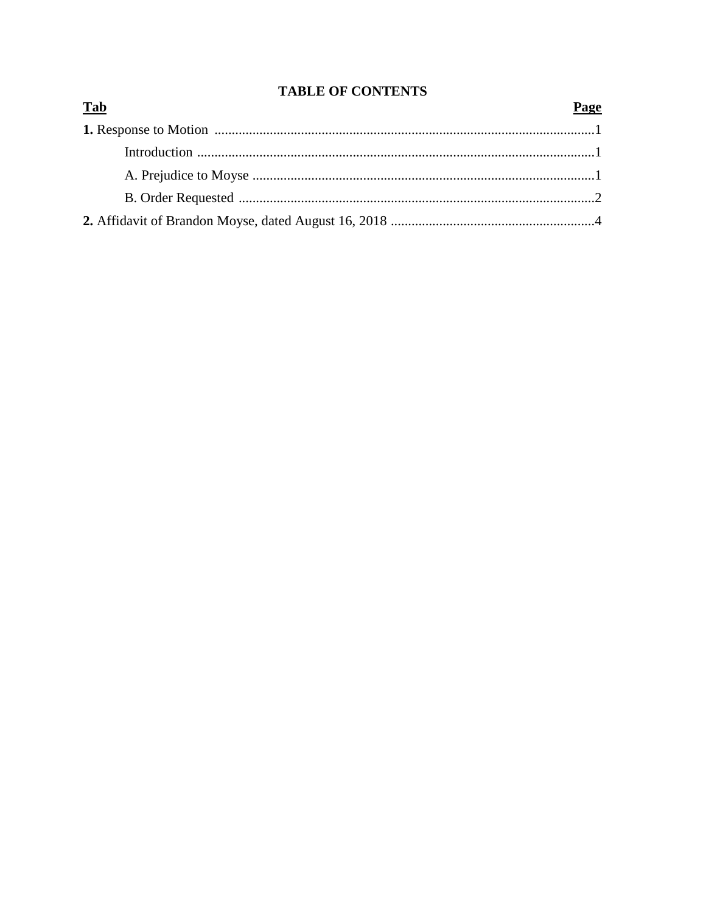# TABLE OF CONTENTS

| Tab | Page |
|---|---|
| **1.** Response to Motion | 1 |
| Introduction | 1 |
| A. Prejudice to Moyse | 1 |
| B. Order Requested | 2 |
| **2.** Affidavit of Brandon Moyse, dated August 16, 2018 | 4 |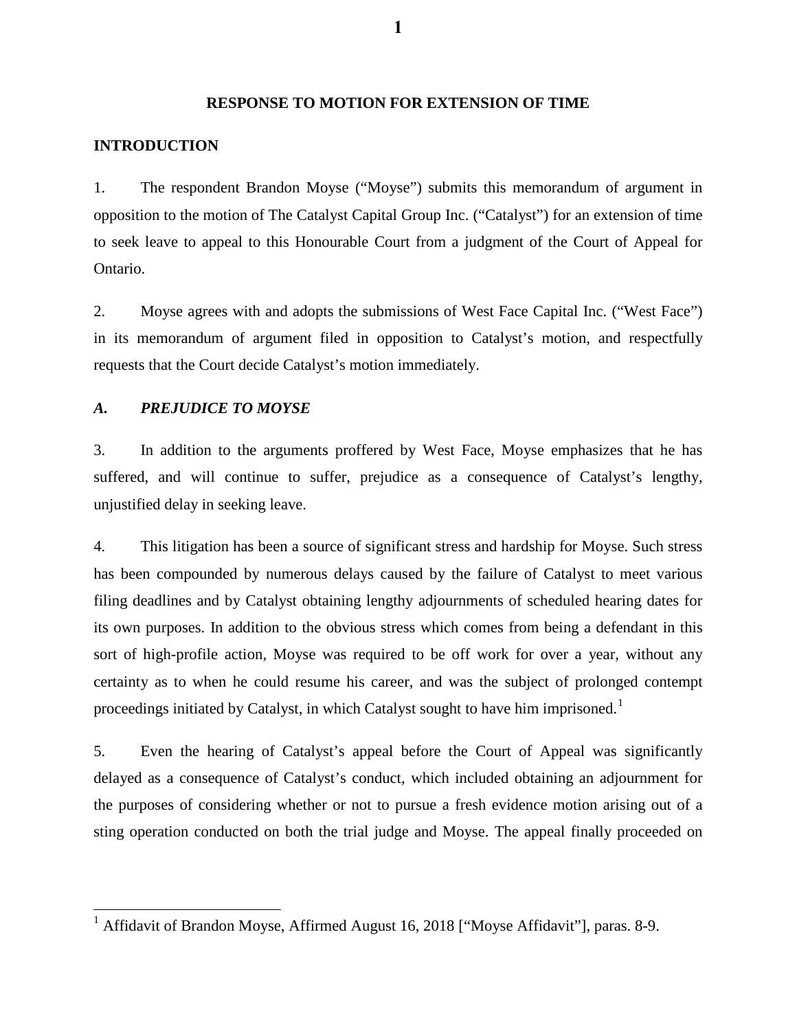**RESPONSE TO MOTION FOR EXTENSION OF TIME**

**INTRODUCTION**

1. The respondent Brandon Moyse ("Moyse") submits this memorandum of argument in opposition to the motion of The Catalyst Capital Group Inc. ("Catalyst") for an extension of time to seek leave to appeal to this Honourable Court from a judgment of the Court of Appeal for Ontario.

2. Moyse agrees with and adopts the submissions of West Face Capital Inc. ("West Face") in its memorandum of argument filed in opposition to Catalyst's motion, and respectfully requests that the Court decide Catalyst's motion immediately.

***A. PREJUDICE TO MOYSE***

3. In addition to the arguments proffered by West Face, Moyse emphasizes that he has suffered, and will continue to suffer, prejudice as a consequence of Catalyst's lengthy, unjustified delay in seeking leave.

4. This litigation has been a source of significant stress and hardship for Moyse. Such stress has been compounded by numerous delays caused by the failure of Catalyst to meet various filing deadlines and by Catalyst obtaining lengthy adjournments of scheduled hearing dates for its own purposes. In addition to the obvious stress which comes from being a defendant in this sort of high-profile action, Moyse was required to be off work for over a year, without any certainty as to when he could resume his career, and was the subject of prolonged contempt proceedings initiated by Catalyst, in which Catalyst sought to have him imprisoned.[1]

5. Even the hearing of Catalyst's appeal before the Court of Appeal was significantly delayed as a consequence of Catalyst's conduct, which included obtaining an adjournment for the purposes of considering whether or not to pursue a fresh evidence motion arising out of a sting operation conducted on both the trial judge and Moyse. The appeal finally proceeded on

[1] Affidavit of Brandon Moyse, Affirmed August 16, 2018 ["Moyse Affidavit"], paras. 8-9.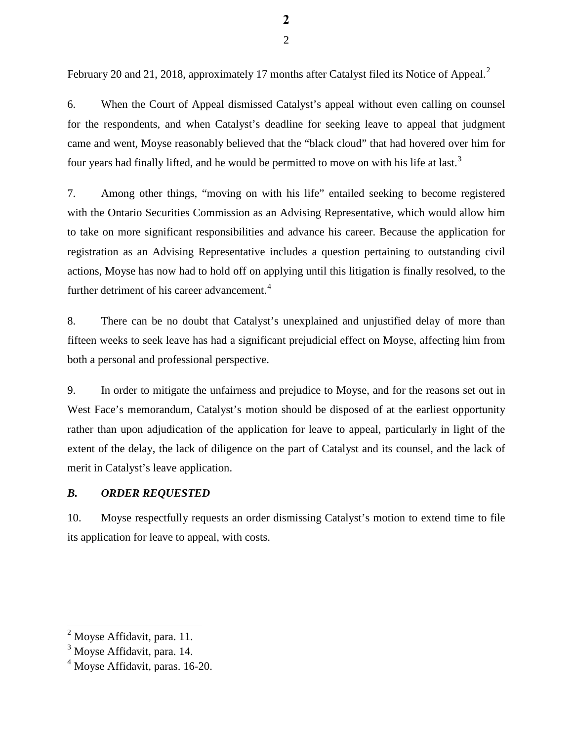February 20 and 21, 2018, approximately 17 months after Catalyst filed its Notice of Appeal.[2]

6. When the Court of Appeal dismissed Catalyst's appeal without even calling on counsel for the respondents, and when Catalyst's deadline for seeking leave to appeal that judgment came and went, Moyse reasonably believed that the "black cloud" that had hovered over him for four years had finally lifted, and he would be permitted to move on with his life at last.[3]

7. Among other things, "moving on with his life" entailed seeking to become registered with the Ontario Securities Commission as an Advising Representative, which would allow him to take on more significant responsibilities and advance his career. Because the application for registration as an Advising Representative includes a question pertaining to outstanding civil actions, Moyse has now had to hold off on applying until this litigation is finally resolved, to the further detriment of his career advancement.[4]

8. There can be no doubt that Catalyst's unexplained and unjustified delay of more than fifteen weeks to seek leave has had a significant prejudicial effect on Moyse, affecting him from both a personal and professional perspective.

9. In order to mitigate the unfairness and prejudice to Moyse, and for the reasons set out in West Face's memorandum, Catalyst's motion should be disposed of at the earliest opportunity rather than upon adjudication of the application for leave to appeal, particularly in light of the extent of the delay, the lack of diligence on the part of Catalyst and its counsel, and the lack of merit in Catalyst's leave application.

### *B. ORDER REQUESTED*

10. Moyse respectfully requests an order dismissing Catalyst's motion to extend time to file its application for leave to appeal, with costs.

---

[2] Moyse Affidavit, para. 11.

[3] Moyse Affidavit, para. 14.

[4] Moyse Affidavit, paras. 16-20.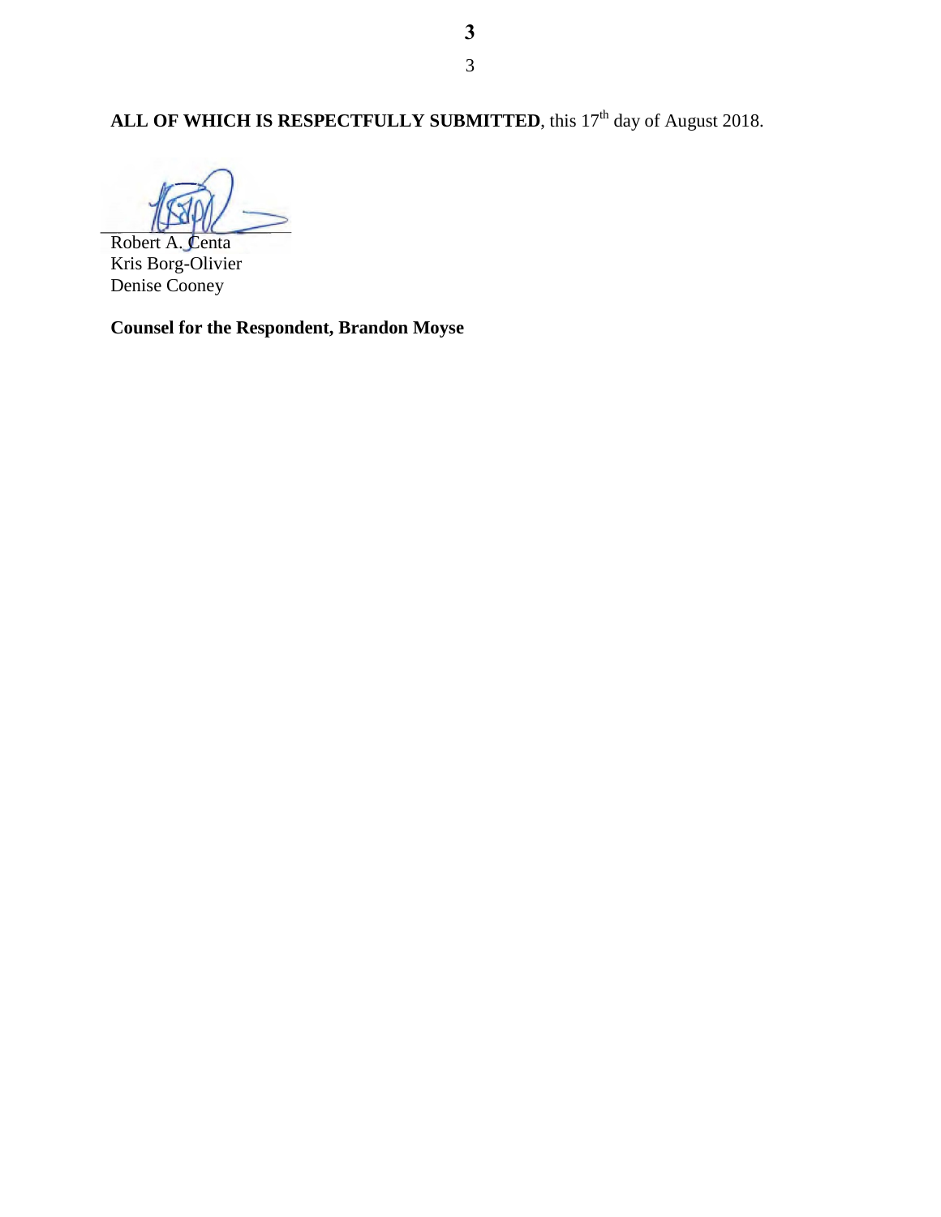**ALL OF WHICH IS RESPECTFULLY SUBMITTED**, this 17th day of August 2018.

Robert A. Centa
Kris Borg-Olivier
Denise Cooney

**Counsel for the Respondent, Brandon Moyse**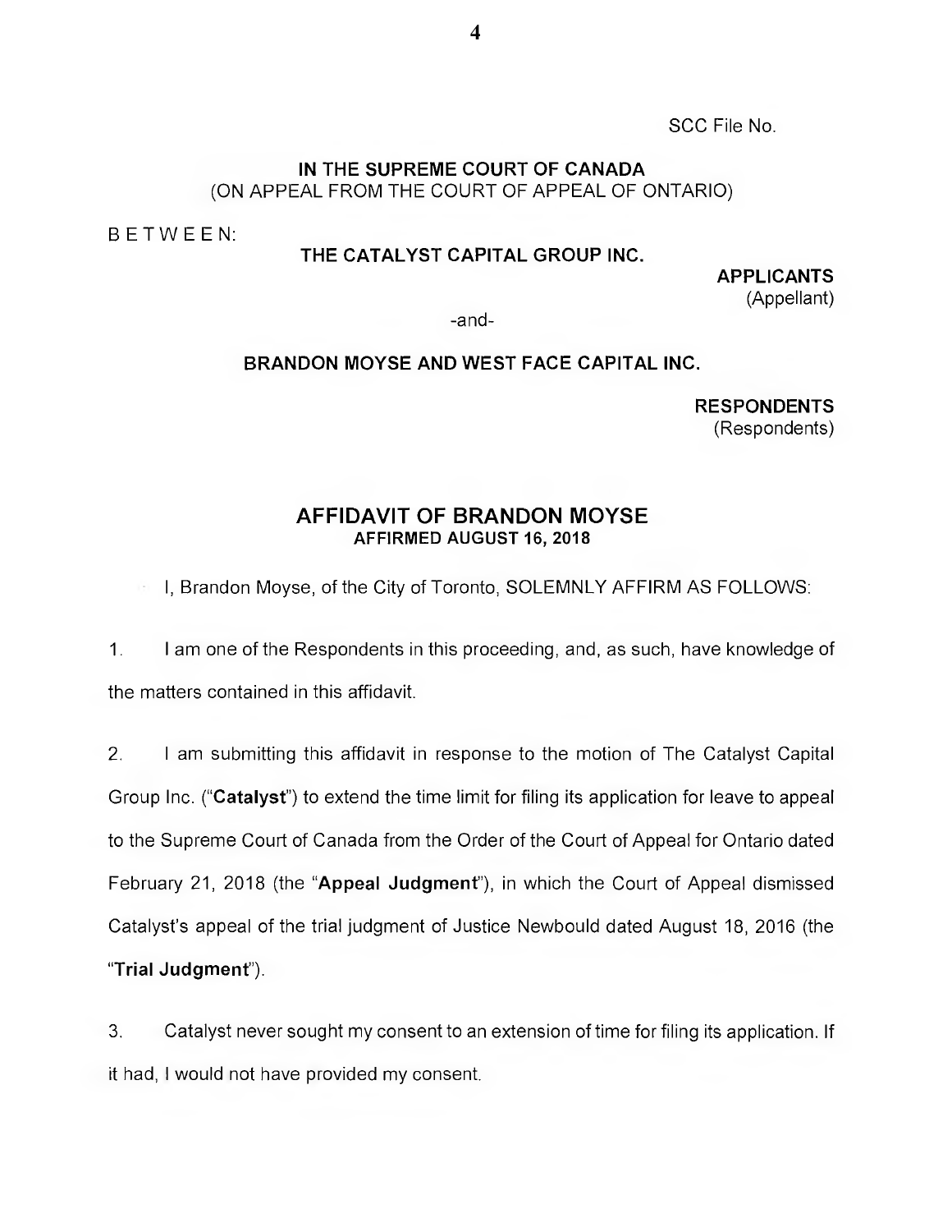SCC File No.

**IN THE SUPREME COURT OF CANADA**
(ON APPEAL FROM THE COURT OF APPEAL OF ONTARIO)

B E T W E E N:

**THE CATALYST CAPITAL GROUP INC.**

**APPLICANTS**
(Appellant)

-and-

**BRANDON MOYSE AND WEST FACE CAPITAL INC.**

**RESPONDENTS**
(Respondents)

## AFFIDAVIT OF BRANDON MOYSE
**AFFIRMED AUGUST 16, 2018**

I, Brandon Moyse, of the City of Toronto, SOLEMNLY AFFIRM AS FOLLOWS:

1. I am one of the Respondents in this proceeding, and, as such, have knowledge of the matters contained in this affidavit.

2. I am submitting this affidavit in response to the motion of The Catalyst Capital Group Inc. ("**Catalyst**") to extend the time limit for filing its application for leave to appeal to the Supreme Court of Canada from the Order of the Court of Appeal for Ontario dated February 21, 2018 (the "**Appeal Judgment**"), in which the Court of Appeal dismissed Catalyst's appeal of the trial judgment of Justice Newbould dated August 18, 2016 (the "**Trial Judgment**").

3. Catalyst never sought my consent to an extension of time for filing its application. If it had, I would not have provided my consent.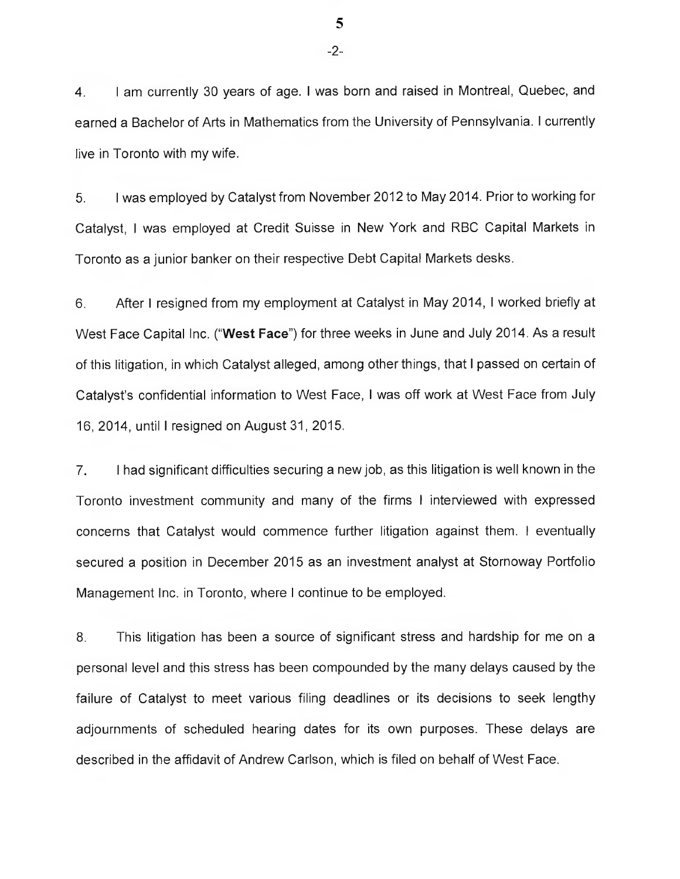4. I am currently 30 years of age. I was born and raised in Montreal, Quebec, and earned a Bachelor of Arts in Mathematics from the University of Pennsylvania. I currently live in Toronto with my wife.

5. I was employed by Catalyst from November 2012 to May 2014. Prior to working for Catalyst, I was employed at Credit Suisse in New York and RBC Capital Markets in Toronto as a junior banker on their respective Debt Capital Markets desks.

6. After I resigned from my employment at Catalyst in May 2014, I worked briefly at West Face Capital Inc. ("**West Face**") for three weeks in June and July 2014. As a result of this litigation, in which Catalyst alleged, among other things, that I passed on certain of Catalyst's confidential information to West Face, I was off work at West Face from July 16, 2014, until I resigned on August 31, 2015.

7. I had significant difficulties securing a new job, as this litigation is well known in the Toronto investment community and many of the firms I interviewed with expressed concerns that Catalyst would commence further litigation against them. I eventually secured a position in December 2015 as an investment analyst at Stornoway Portfolio Management Inc. in Toronto, where I continue to be employed.

8. This litigation has been a source of significant stress and hardship for me on a personal level and this stress has been compounded by the many delays caused by the failure of Catalyst to meet various filing deadlines or its decisions to seek lengthy adjournments of scheduled hearing dates for its own purposes. These delays are described in the affidavit of Andrew Carlson, which is filed on behalf of West Face.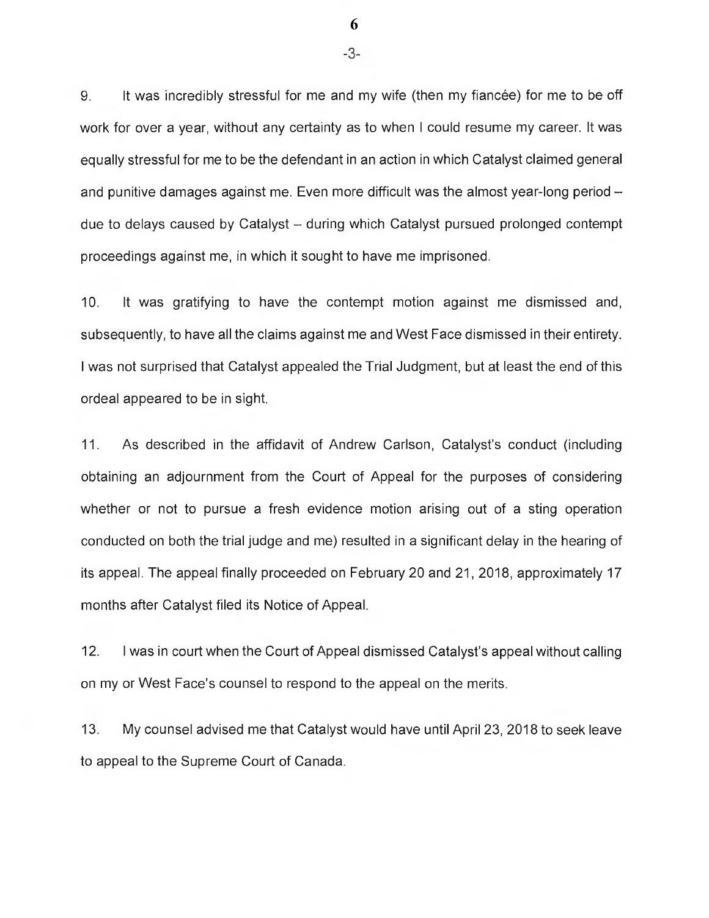9. It was incredibly stressful for me and my wife (then my fiancée) for me to be off work for over a year, without any certainty as to when I could resume my career. It was equally stressful for me to be the defendant in an action in which Catalyst claimed general and punitive damages against me. Even more difficult was the almost year-long period – due to delays caused by Catalyst – during which Catalyst pursued prolonged contempt proceedings against me, in which it sought to have me imprisoned.

10. It was gratifying to have the contempt motion against me dismissed and, subsequently, to have all the claims against me and West Face dismissed in their entirety. I was not surprised that Catalyst appealed the Trial Judgment, but at least the end of this ordeal appeared to be in sight.

11. As described in the affidavit of Andrew Carlson, Catalyst's conduct (including obtaining an adjournment from the Court of Appeal for the purposes of considering whether or not to pursue a fresh evidence motion arising out of a sting operation conducted on both the trial judge and me) resulted in a significant delay in the hearing of its appeal. The appeal finally proceeded on February 20 and 21, 2018, approximately 17 months after Catalyst filed its Notice of Appeal.

12. I was in court when the Court of Appeal dismissed Catalyst's appeal without calling on my or West Face's counsel to respond to the appeal on the merits.

13. My counsel advised me that Catalyst would have until April 23, 2018 to seek leave to appeal to the Supreme Court of Canada.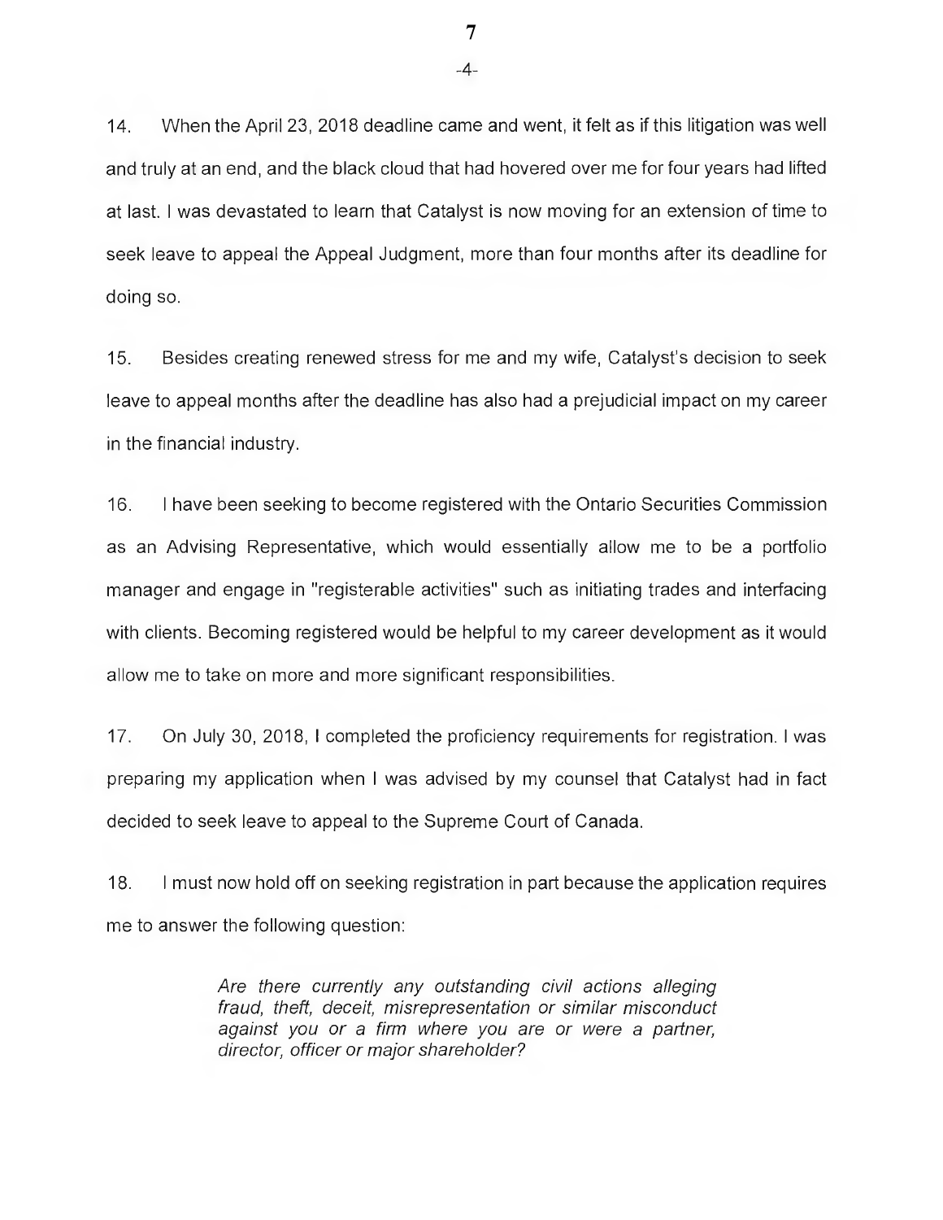14. When the April 23, 2018 deadline came and went, it felt as if this litigation was well and truly at an end, and the black cloud that had hovered over me for four years had lifted at last. I was devastated to learn that Catalyst is now moving for an extension of time to seek leave to appeal the Appeal Judgment, more than four months after its deadline for doing so.

15. Besides creating renewed stress for me and my wife, Catalyst's decision to seek leave to appeal months after the deadline has also had a prejudicial impact on my career in the financial industry.

16. I have been seeking to become registered with the Ontario Securities Commission as an Advising Representative, which would essentially allow me to be a portfolio manager and engage in "registerable activities" such as initiating trades and interfacing with clients. Becoming registered would be helpful to my career development as it would allow me to take on more and more significant responsibilities.

17. On July 30, 2018, I completed the proficiency requirements for registration. I was preparing my application when I was advised by my counsel that Catalyst had in fact decided to seek leave to appeal to the Supreme Court of Canada.

18. I must now hold off on seeking registration in part because the application requires me to answer the following question:

> *Are there currently any outstanding civil actions alleging fraud, theft, deceit, misrepresentation or similar misconduct against you or a firm where you are or were a partner, director, officer or major shareholder?*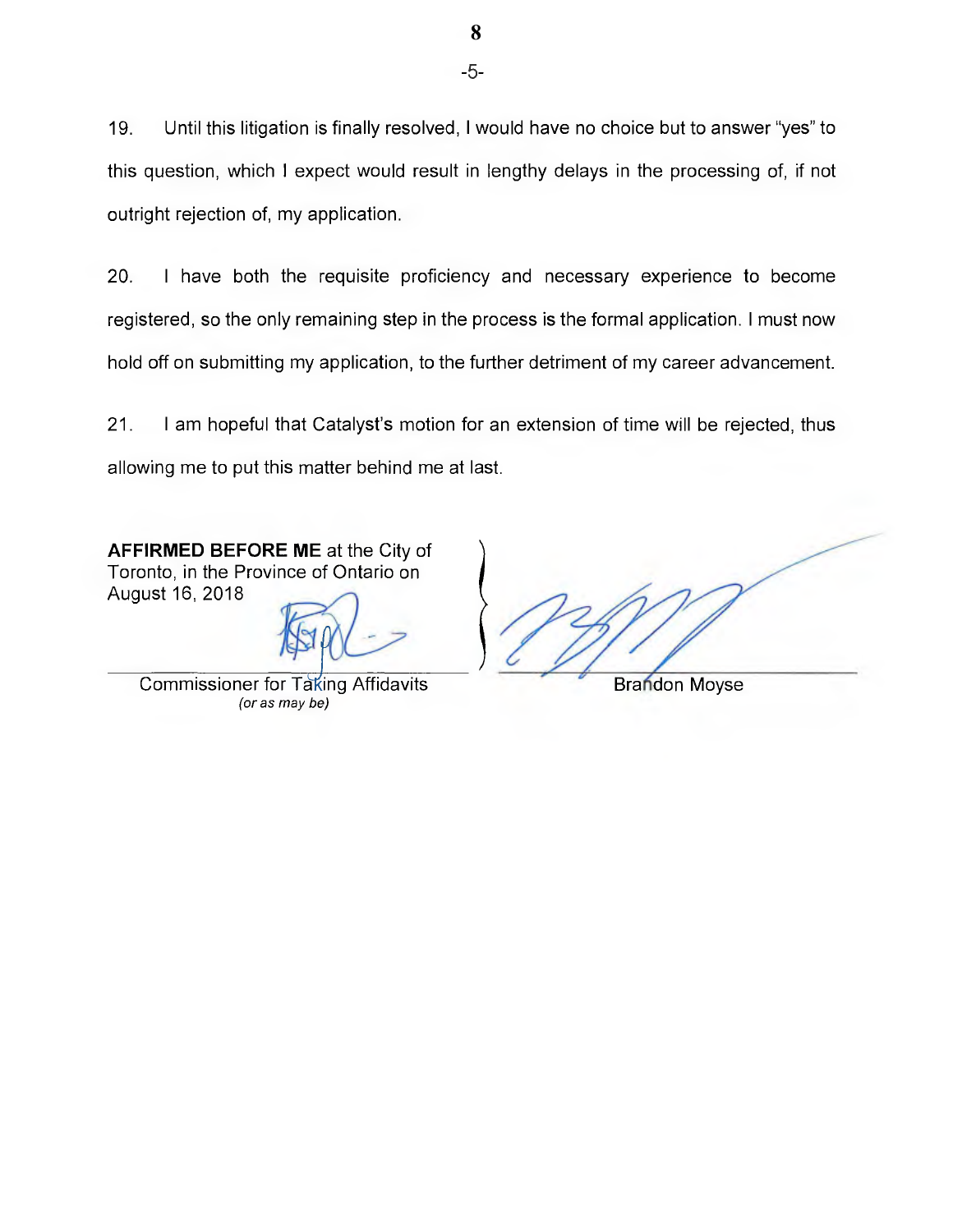19. Until this litigation is finally resolved, I would have no choice but to answer "yes" to this question, which I expect would result in lengthy delays in the processing of, if not outright rejection of, my application.

20. I have both the requisite proficiency and necessary experience to become registered, so the only remaining step in the process is the formal application. I must now hold off on submitting my application, to the further detriment of my career advancement.

21. I am hopeful that Catalyst's motion for an extension of time will be rejected, thus allowing me to put this matter behind me at last.

| | |
|---|---|
| **AFFIRMED BEFORE ME** at the City of Toronto, in the Province of Ontario on August 16, 2018 | |
| Commissioner for Taking Affidavits *(or as may be)* | Brandon Moyse |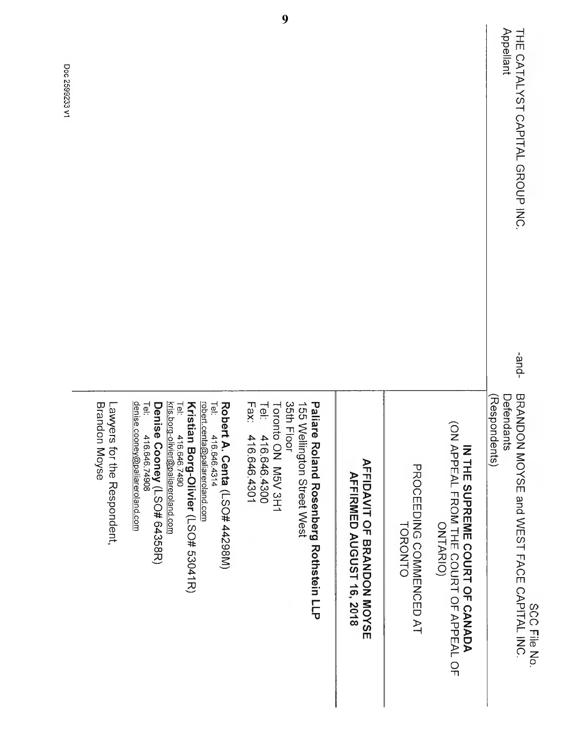THE CATALYST CAPITAL GROUP INC.
Appellant

-and-

BRANDON MOYSE and WEST FACE CAPITAL INC.
Defendants
(Respondents)

SCC File No.

**IN THE SUPREME COURT OF CANADA**
(ON APPEAL FROM THE COURT OF APPEAL OF ONTARIO)

PROCEEDING COMMENCED AT
TORONTO

**AFFIDAVIT OF BRANDON MOYSE**
**AFFIRMED AUGUST 16, 2018**

**Paliare Roland Rosenberg Rothstein LLP**
155 Wellington Street West
35th Floor
Toronto ON M5V 3H1
Tel: 416.646.4300
Fax: 416.646.4301

**Robert A. Centa** (LSO# 44298M)
Tel: 416.646.4314
robert.centa@paliareroland.com

**Kristian Borg-Olivier** (LSO# 53041R)
Tel: 416.646.7490
kris.borg-olivier@paliareroland.com

**Denise Cooney** (LSO# 64358R)
Tel: 416.646.74908
denise.cooney@paliareroland.com

Lawyers for the Respondent,
Brandon Moyse

Doc 2599233 v1